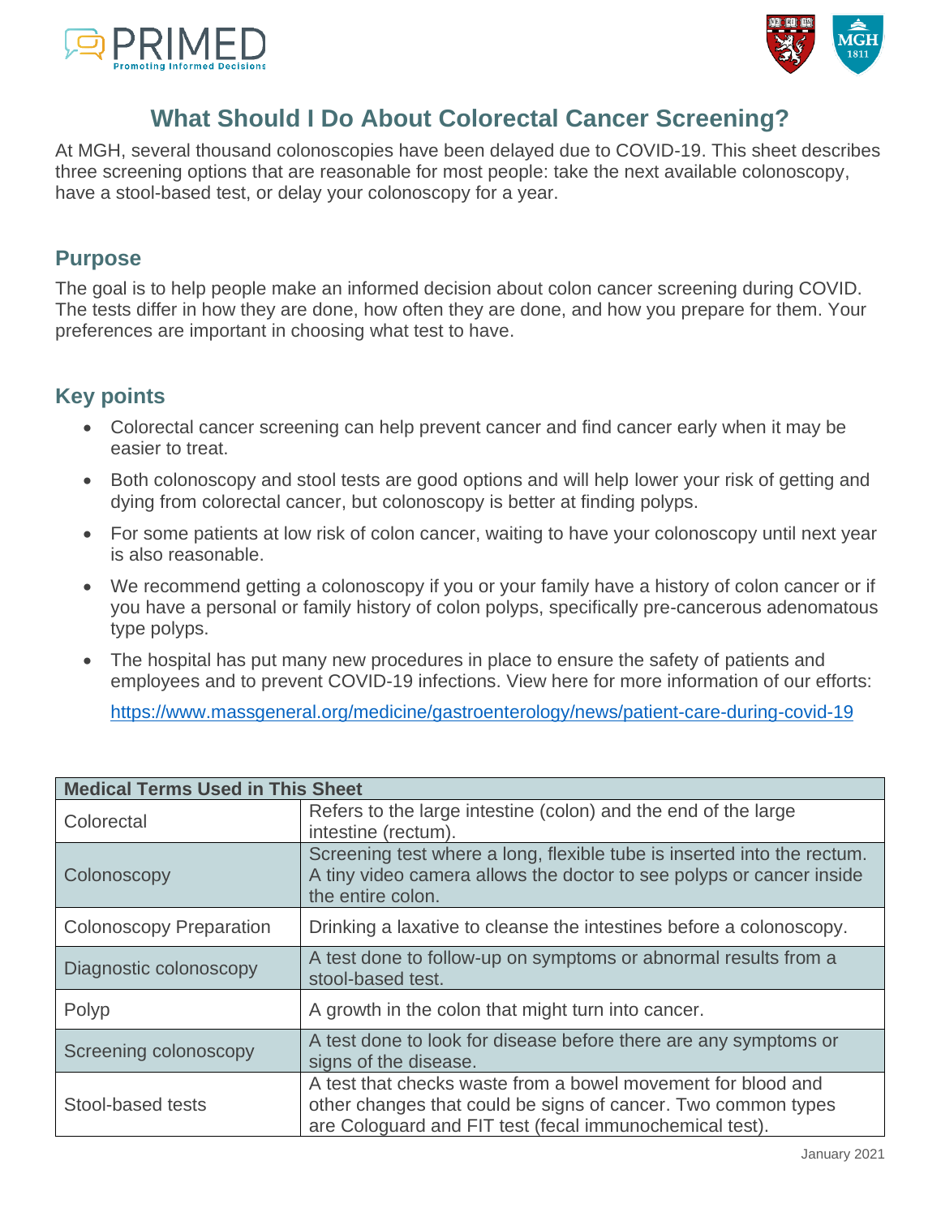# What Should I Do About Colorectal Cancer Screening?

At MGH, several thousand colonoscopies have been delayed due to COVID-19. This sheet describes three screening options that are reasonable for most people: take the next available colonoscopy, have a stool-based test, or delay your colonoscopy for a year.

## Purpose

The goal is to help people make an informed decision about colon cancer screening during COVID. The tests differ in how they are done, how often they are done, and how you prepare for them. Your preferences are important in choosing what test to have.

## Key points

- Colorectal cancer screening can help prevent cancer and find cancer early when it may be easier to treat.
- Both colonoscopy and stool tests are good options and will help lower your risk of getting and dying from colorectal cancer, but colonoscopy is better at finding polyps.
- For some patients at low risk of colon cancer, waiting to have your colonoscopy until next year is also reasonable.
- We recommend getting a colonoscopy if you or your family have a history of colon cancer or if you have a personal or family history of colon polyps, specifically pre-cancerous adenomatous type polyps.
- The hospital has put many new procedures in place to ensure the safety of patients and employees and to prevent COVID-19 infections. View here for more information of our efforts:

  https://www.massgeneral.org/medicine/gastroenterology/news/patient-care-during-covid-19

| Medical Terms Used in This Sheet | |
|---|---|
| Colorectal | Refers to the large intestine (colon) and the end of the large intestine (rectum). |
| Colonoscopy | Screening test where a long, flexible tube is inserted into the rectum. A tiny video camera allows the doctor to see polyps or cancer inside the entire colon. |
| Colonoscopy Preparation | Drinking a laxative to cleanse the intestines before a colonoscopy. |
| Diagnostic colonoscopy | A test done to follow-up on symptoms or abnormal results from a stool-based test. |
| Polyp | A growth in the colon that might turn into cancer. |
| Screening colonoscopy | A test done to look for disease before there are any symptoms or signs of the disease. |
| Stool-based tests | A test that checks waste from a bowel movement for blood and other changes that could be signs of cancer. Two common types are Cologuard and FIT test (fecal immunochemical test). |

January 2021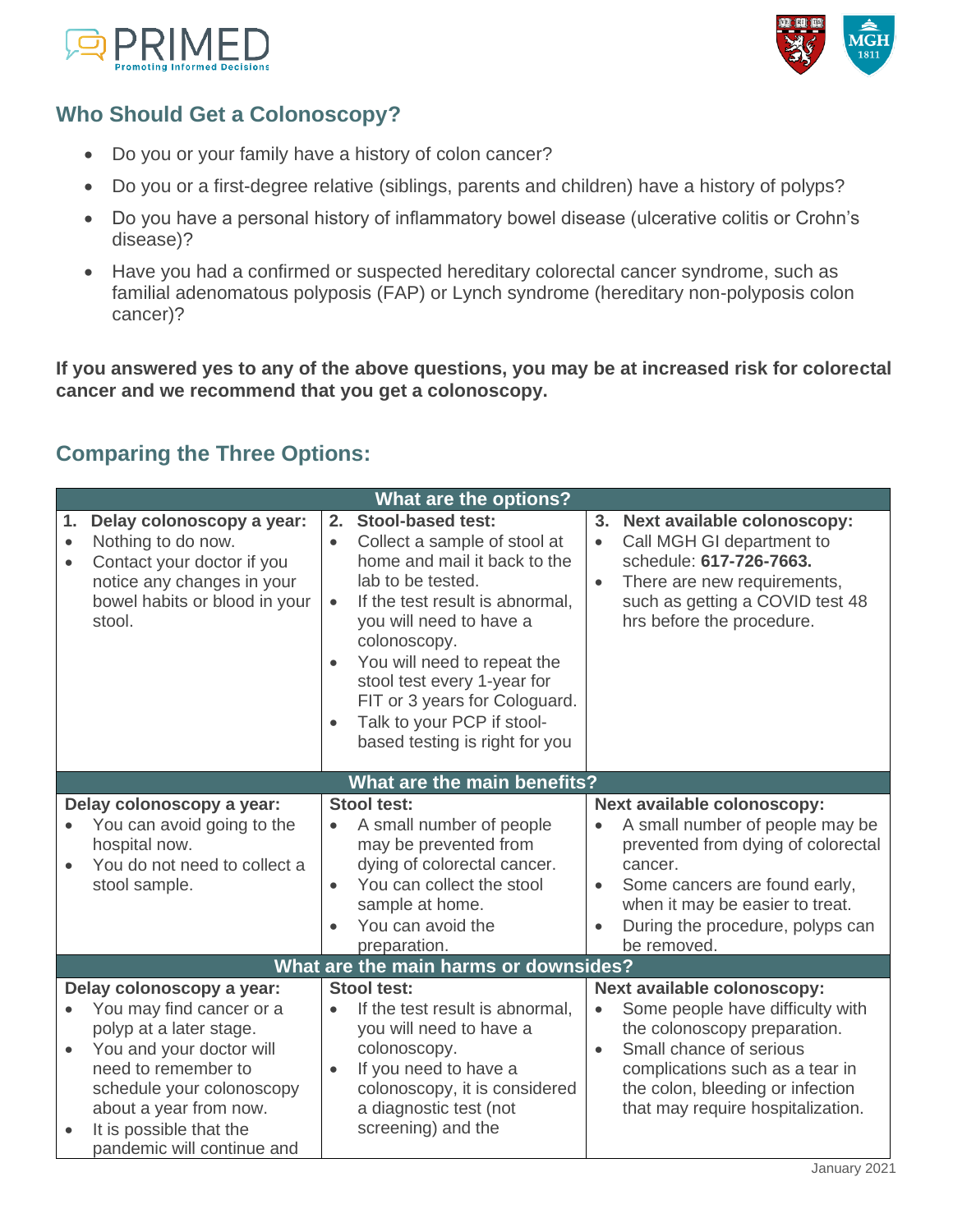## Who Should Get a Colonoscopy?

- Do you or your family have a history of colon cancer?
- Do you or a first-degree relative (siblings, parents and children) have a history of polyps?
- Do you have a personal history of inflammatory bowel disease (ulcerative colitis or Crohn's disease)?
- Have you had a confirmed or suspected hereditary colorectal cancer syndrome, such as familial adenomatous polyposis (FAP) or Lynch syndrome (hereditary non-polyposis colon cancer)?

**If you answered yes to any of the above questions, you may be at increased risk for colorectal cancer and we recommend that you get a colonoscopy.**

## Comparing the Three Options:

| What are the options? | | |
|---|---|---|
| **1. Delay colonoscopy a year:**<br>• Nothing to do now.<br>• Contact your doctor if you notice any changes in your bowel habits or blood in your stool. | **2. Stool-based test:**<br>• Collect a sample of stool at home and mail it back to the lab to be tested.<br>• If the test result is abnormal, you will need to have a colonoscopy.<br>• You will need to repeat the stool test every 1-year for FIT or 3 years for Cologuard.<br>• Talk to your PCP if stool-based testing is right for you | **3. Next available colonoscopy:**<br>• Call MGH GI department to schedule: **617-726-7663.**<br>• There are new requirements, such as getting a COVID test 48 hrs before the procedure. |
| **What are the main benefits?** | | |
| **Delay colonoscopy a year:**<br>• You can avoid going to the hospital now.<br>• You do not need to collect a stool sample. | **Stool test:**<br>• A small number of people may be prevented from dying of colorectal cancer.<br>• You can collect the stool sample at home.<br>• You can avoid the preparation. | **Next available colonoscopy:**<br>• A small number of people may be prevented from dying of colorectal cancer.<br>• Some cancers are found early, when it may be easier to treat.<br>• During the procedure, polyps can be removed. |
| **What are the main harms or downsides?** | | |
| **Delay colonoscopy a year:**<br>• You may find cancer or a polyp at a later stage.<br>• You and your doctor will need to remember to schedule your colonoscopy about a year from now.<br>• It is possible that the pandemic will continue and | **Stool test:**<br>• If the test result is abnormal, you will need to have a colonoscopy.<br>• If you need to have a colonoscopy, it is considered a diagnostic test (not screening) and the | **Next available colonoscopy:**<br>• Some people have difficulty with the colonoscopy preparation.<br>• Small chance of serious complications such as a tear in the colon, bleeding or infection that may require hospitalization. |

January 2021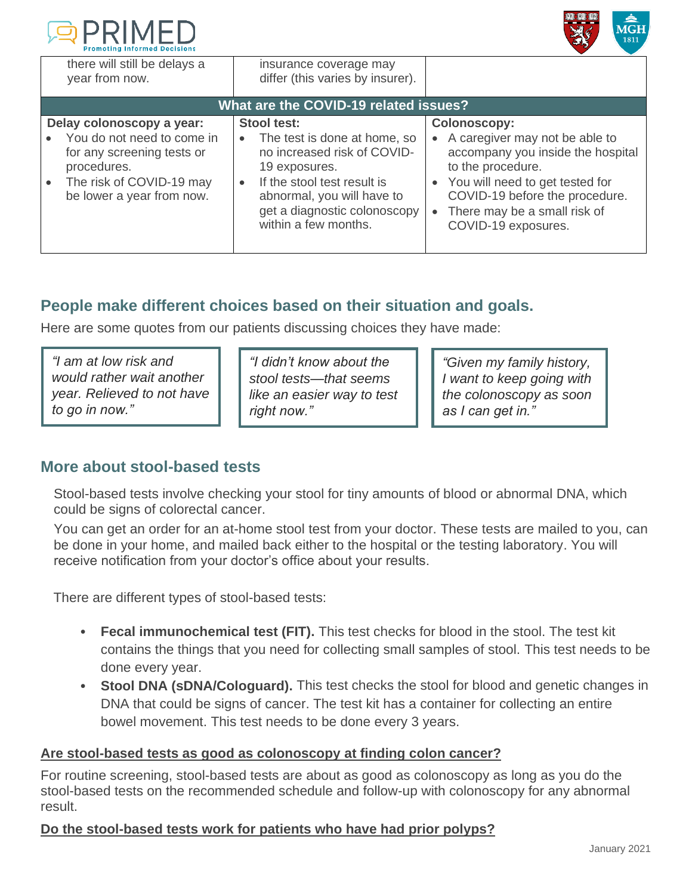| | | |
|---|---|---|
| there will still be delays a year from now. | insurance coverage may differ (this varies by insurer). | |
| **What are the COVID-19 related issues?** | | |
| **Delay colonoscopy a year:**<br>• You do not need to come in for any screening tests or procedures.<br>• The risk of COVID-19 may be lower a year from now. | **Stool test:**<br>• The test is done at home, so no increased risk of COVID-19 exposures.<br>• If the stool test result is abnormal, you will have to get a diagnostic colonoscopy within a few months. | **Colonoscopy:**<br>• A caregiver may not be able to accompany you inside the hospital to the procedure.<br>• You will need to get tested for COVID-19 before the procedure.<br>• There may be a small risk of COVID-19 exposures. |

## People make different choices based on their situation and goals.

Here are some quotes from our patients discussing choices they have made:

> *"I am at low risk and would rather wait another year. Relieved to not have to go in now."*

> *"I didn't know about the stool tests—that seems like an easier way to test right now."*

> *"Given my family history, I want to keep going with the colonoscopy as soon as I can get in."*

## More about stool-based tests

Stool-based tests involve checking your stool for tiny amounts of blood or abnormal DNA, which could be signs of colorectal cancer.

You can get an order for an at-home stool test from your doctor. These tests are mailed to you, can be done in your home, and mailed back either to the hospital or the testing laboratory. You will receive notification from your doctor's office about your results.

There are different types of stool-based tests:

- **Fecal immunochemical test (FIT).** This test checks for blood in the stool. The test kit contains the things that you need for collecting small samples of stool. This test needs to be done every year.
- **Stool DNA (sDNA/Cologuard).** This test checks the stool for blood and genetic changes in DNA that could be signs of cancer. The test kit has a container for collecting an entire bowel movement. This test needs to be done every 3 years.

**Are stool-based tests as good as colonoscopy at finding colon cancer?**

For routine screening, stool-based tests are about as good as colonoscopy as long as you do the stool-based tests on the recommended schedule and follow-up with colonoscopy for any abnormal result.

**Do the stool-based tests work for patients who have had prior polyps?**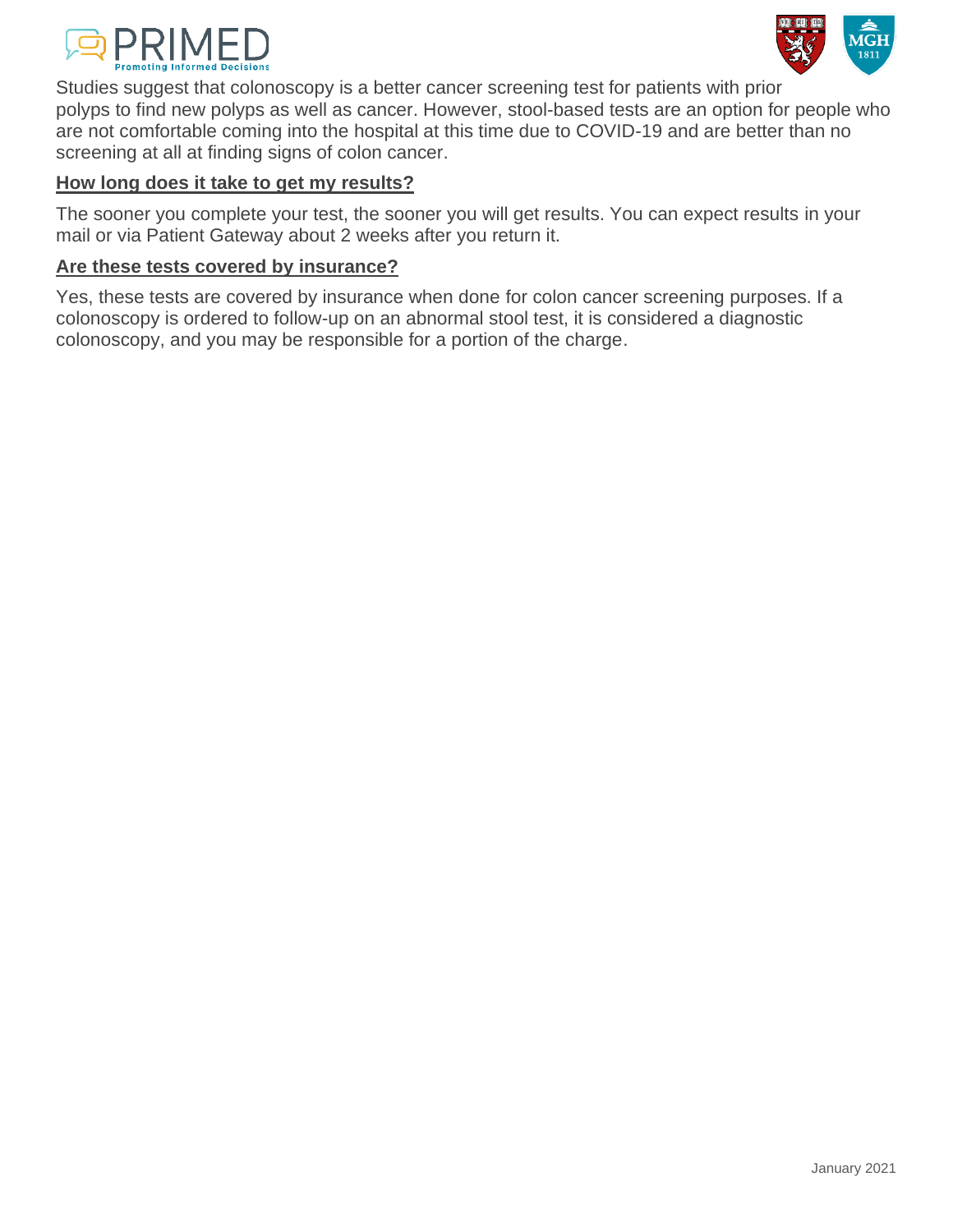Studies suggest that colonoscopy is a better cancer screening test for patients with prior polyps to find new polyps as well as cancer. However, stool-based tests are an option for people who are not comfortable coming into the hospital at this time due to COVID-19 and are better than no screening at all at finding signs of colon cancer.

## How long does it take to get my results?

The sooner you complete your test, the sooner you will get results. You can expect results in your mail or via Patient Gateway about 2 weeks after you return it.

## Are these tests covered by insurance?

Yes, these tests are covered by insurance when done for colon cancer screening purposes. If a colonoscopy is ordered to follow-up on an abnormal stool test, it is considered a diagnostic colonoscopy, and you may be responsible for a portion of the charge.

January 2021